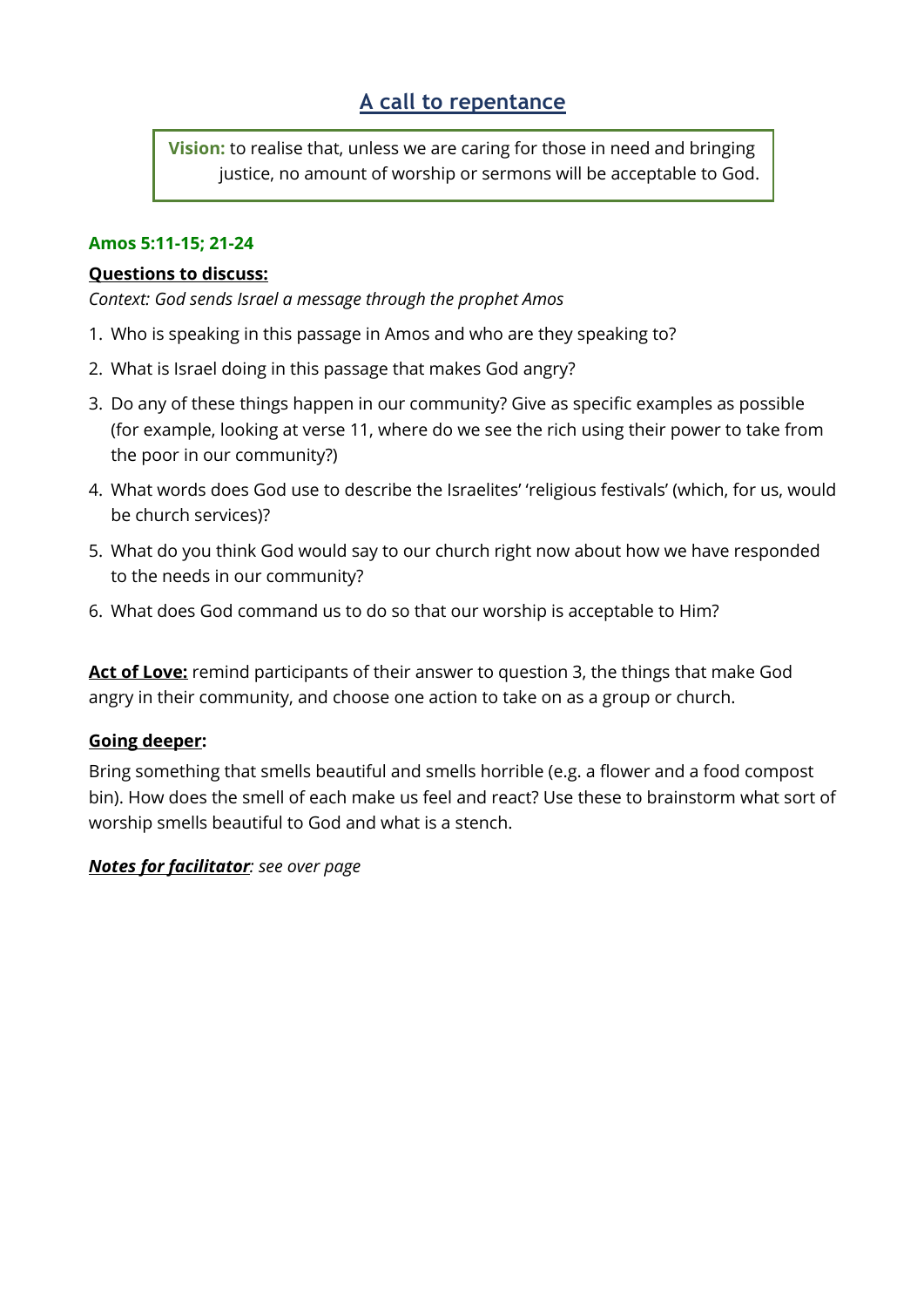# A call to repentance

**Vision:** to realise that, unless we are caring for those in need and bringing justice, no amount of worship or sermons will be acceptable to God.

**Amos 5:11-15; 21-24**

**Questions to discuss:**

*Context: God sends Israel a message through the prophet Amos*

1. Who is speaking in this passage in Amos and who are they speaking to?
2. What is Israel doing in this passage that makes God angry?
3. Do any of these things happen in our community? Give as specific examples as possible (for example, looking at verse 11, where do we see the rich using their power to take from the poor in our community?)
4. What words does God use to describe the Israelites' 'religious festivals' (which, for us, would be church services)?
5. What do you think God would say to our church right now about how we have responded to the needs in our community?
6. What does God command us to do so that our worship is acceptable to Him?

**Act of Love:** remind participants of their answer to question 3, the things that make God angry in their community, and choose one action to take on as a group or church.

**Going deeper:**

Bring something that smells beautiful and smells horrible (e.g. a flower and a food compost bin). How does the smell of each make us feel and react? Use these to brainstorm what sort of worship smells beautiful to God and what is a stench.

***Notes for facilitator**: see over page*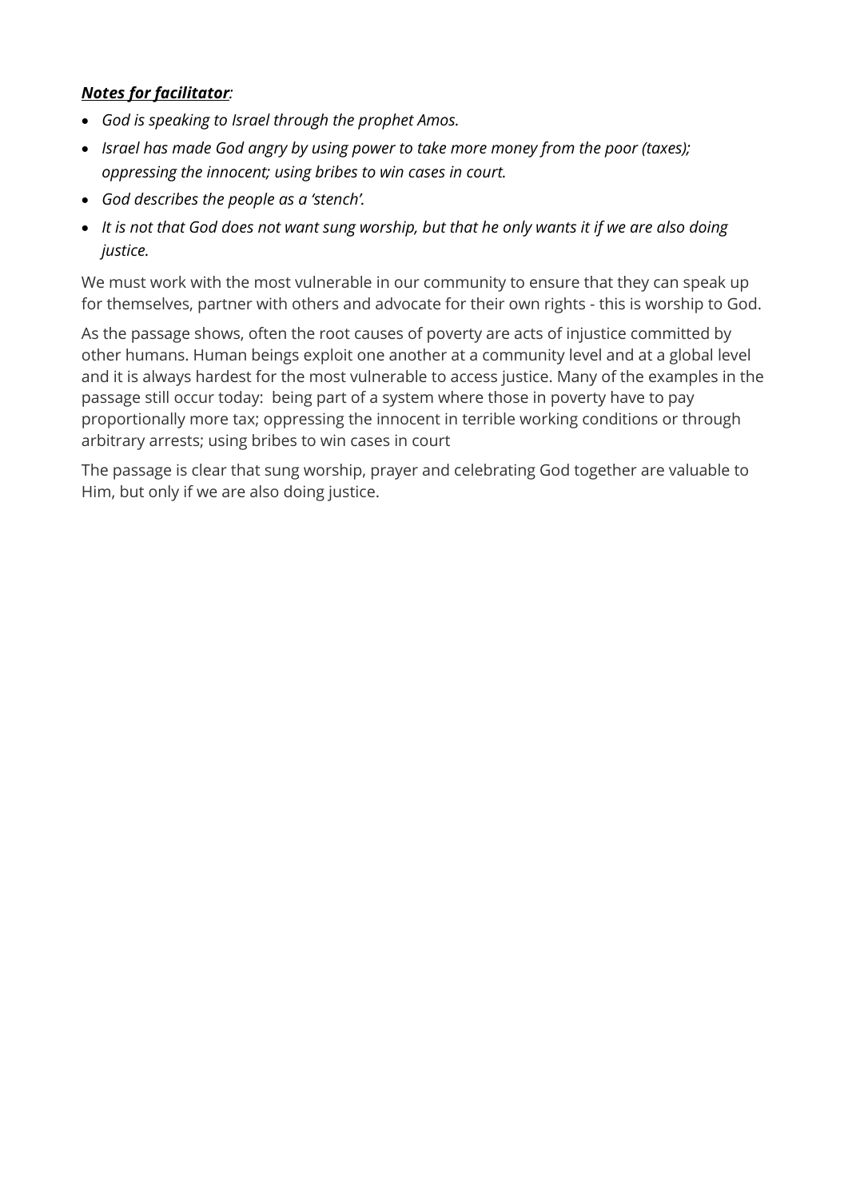***Notes for facilitator**:*

- *God is speaking to Israel through the prophet Amos.*
- *Israel has made God angry by using power to take more money from the poor (taxes); oppressing the innocent; using bribes to win cases in court.*
- *God describes the people as a 'stench'.*
- *It is not that God does not want sung worship, but that he only wants it if we are also doing justice.*

We must work with the most vulnerable in our community to ensure that they can speak up for themselves, partner with others and advocate for their own rights - this is worship to God.

As the passage shows, often the root causes of poverty are acts of injustice committed by other humans. Human beings exploit one another at a community level and at a global level and it is always hardest for the most vulnerable to access justice. Many of the examples in the passage still occur today: being part of a system where those in poverty have to pay proportionally more tax; oppressing the innocent in terrible working conditions or through arbitrary arrests; using bribes to win cases in court

The passage is clear that sung worship, prayer and celebrating God together are valuable to Him, but only if we are also doing justice.